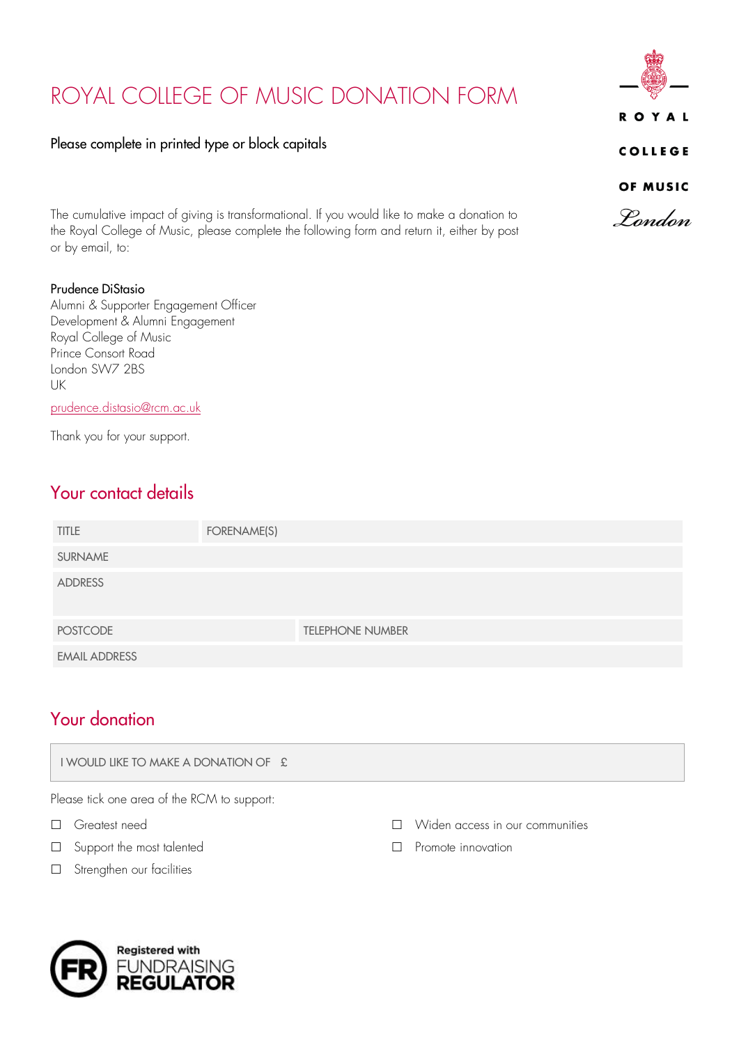# ROYAL COLLEGE OF MUSIC DONATION FORM

Please complete in printed type or block capitals

ROYAL COLLEGE OF MUSIC London

The cumulative impact of giving is transformational. If you would like to make a donation to the Royal College of Music, please complete the following form and return it, either by post or by email, to:

Prudence DiStasio
Alumni & Supporter Engagement Officer
Development & Alumni Engagement
Royal College of Music
Prince Consort Road
London SW7 2BS
UK

prudence.distasio@rcm.ac.uk

Thank you for your support.

## Your contact details

| | |
|---|---|
| TITLE | FORENAME(S) |
| SURNAME | |
| ADDRESS | |
| POSTCODE | TELEPHONE NUMBER |
| EMAIL ADDRESS | |

## Your donation

I WOULD LIKE TO MAKE A DONATION OF £

Please tick one area of the RCM to support:

- ☐ Greatest need
- ☐ Support the most talented
- ☐ Strengthen our facilities
- ☐ Widen access in our communities
- ☐ Promote innovation

Registered with FUNDRAISING REGULATOR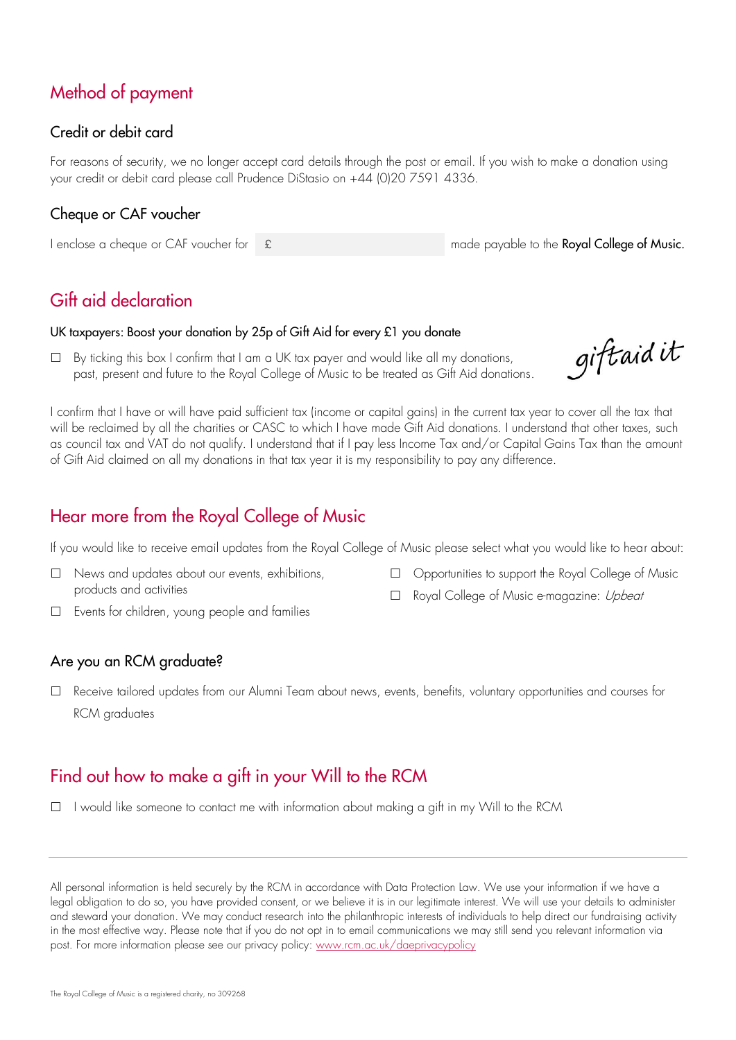## Method of payment

### Credit or debit card

For reasons of security, we no longer accept card details through the post or email. If you wish to make a donation using your credit or debit card please call Prudence DiStasio on +44 (0)20 7591 4336.

### Cheque or CAF voucher

I enclose a cheque or CAF voucher for £ ______________ made payable to the **Royal College of Music.**

## Gift aid declaration

#### UK taxpayers: Boost your donation by 25p of Gift Aid for every £1 you donate

giftaid it

- ☐ By ticking this box I confirm that I am a UK tax payer and would like all my donations, past, present and future to the Royal College of Music to be treated as Gift Aid donations.

I confirm that I have or will have paid sufficient tax (income or capital gains) in the current tax year to cover all the tax that will be reclaimed by all the charities or CASC to which I have made Gift Aid donations. I understand that other taxes, such as council tax and VAT do not qualify. I understand that if I pay less Income Tax and/or Capital Gains Tax than the amount of Gift Aid claimed on all my donations in that tax year it is my responsibility to pay any difference.

## Hear more from the Royal College of Music

If you would like to receive email updates from the Royal College of Music please select what you would like to hear about:

- ☐ News and updates about our events, exhibitions, products and activities
- ☐ Events for children, young people and families
- ☐ Opportunities to support the Royal College of Music
- ☐ Royal College of Music e-magazine: *Upbeat*

### Are you an RCM graduate?

- ☐ Receive tailored updates from our Alumni Team about news, events, benefits, voluntary opportunities and courses for RCM graduates

## Find out how to make a gift in your Will to the RCM

- ☐ I would like someone to contact me with information about making a gift in my Will to the RCM

---

All personal information is held securely by the RCM in accordance with Data Protection Law. We use your information if we have a legal obligation to do so, you have provided consent, or we believe it is in our legitimate interest. We will use your details to administer and steward your donation. We may conduct research into the philanthropic interests of individuals to help direct our fundraising activity in the most effective way. Please note that if you do not opt in to email communications we may still send you relevant information via post. For more information please see our privacy policy: www.rcm.ac.uk/daeprivacypolicy

The Royal College of Music is a registered charity, no 309268